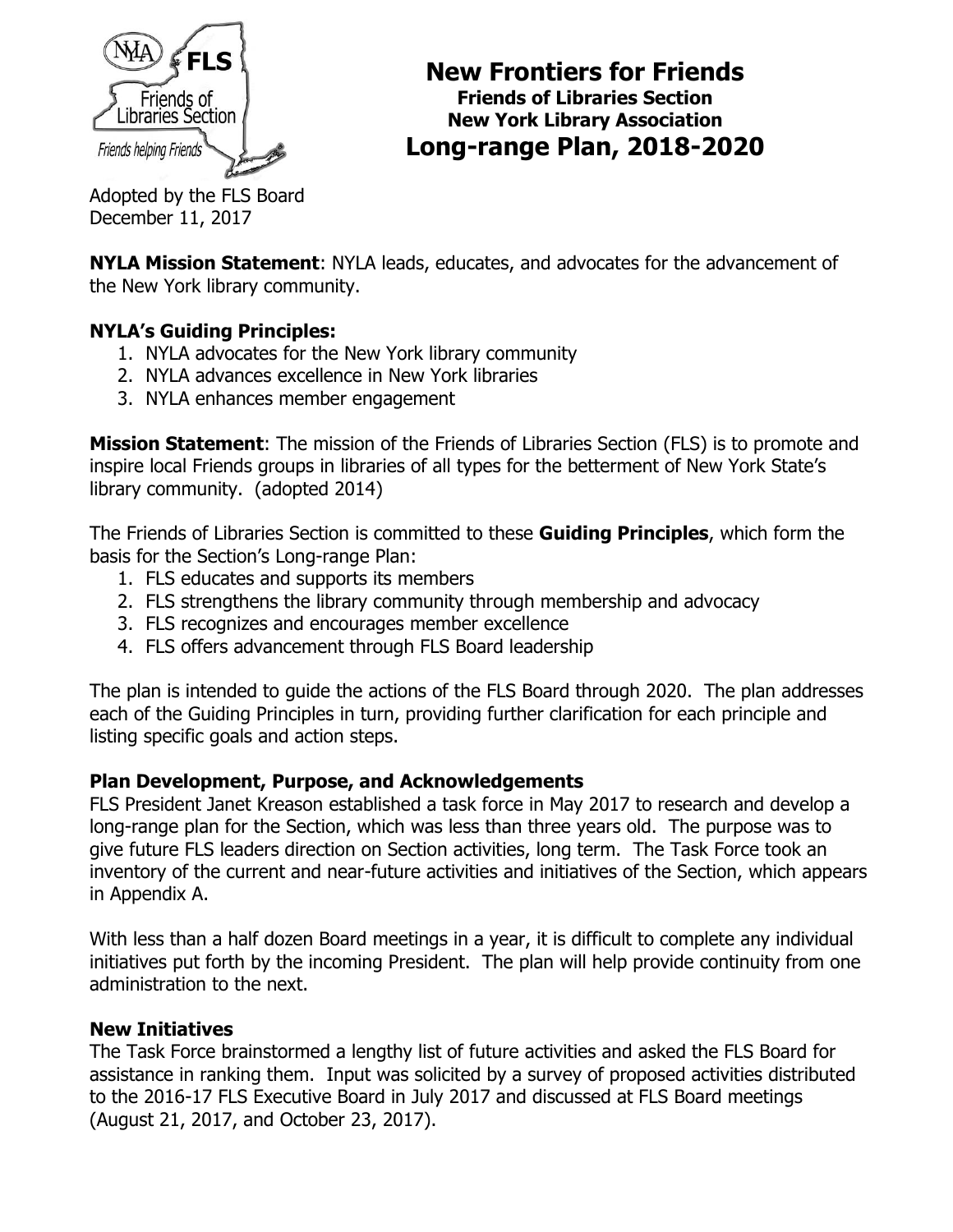# New Frontiers for Friends

**Friends of Libraries Section**
**New York Library Association**

## Long-range Plan, 2018-2020

Adopted by the FLS Board
December 11, 2017

**NYLA Mission Statement**: NYLA leads, educates, and advocates for the advancement of the New York library community.

**NYLA's Guiding Principles:**

1. NYLA advocates for the New York library community
2. NYLA advances excellence in New York libraries
3. NYLA enhances member engagement

**Mission Statement**: The mission of the Friends of Libraries Section (FLS) is to promote and inspire local Friends groups in libraries of all types for the betterment of New York State's library community. (adopted 2014)

The Friends of Libraries Section is committed to these **Guiding Principles**, which form the basis for the Section's Long-range Plan:

1. FLS educates and supports its members
2. FLS strengthens the library community through membership and advocacy
3. FLS recognizes and encourages member excellence
4. FLS offers advancement through FLS Board leadership

The plan is intended to guide the actions of the FLS Board through 2020. The plan addresses each of the Guiding Principles in turn, providing further clarification for each principle and listing specific goals and action steps.

### Plan Development, Purpose, and Acknowledgements

FLS President Janet Kreason established a task force in May 2017 to research and develop a long-range plan for the Section, which was less than three years old. The purpose was to give future FLS leaders direction on Section activities, long term. The Task Force took an inventory of the current and near-future activities and initiatives of the Section, which appears in Appendix A.

With less than a half dozen Board meetings in a year, it is difficult to complete any individual initiatives put forth by the incoming President. The plan will help provide continuity from one administration to the next.

### New Initiatives

The Task Force brainstormed a lengthy list of future activities and asked the FLS Board for assistance in ranking them. Input was solicited by a survey of proposed activities distributed to the 2016-17 FLS Executive Board in July 2017 and discussed at FLS Board meetings (August 21, 2017, and October 23, 2017).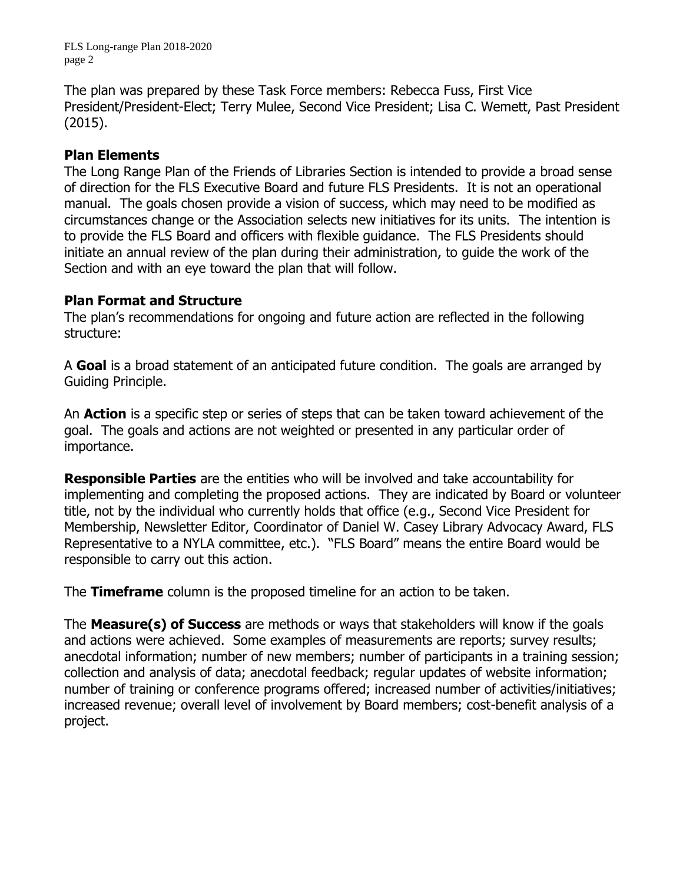The plan was prepared by these Task Force members: Rebecca Fuss, First Vice President/President-Elect; Terry Mulee, Second Vice President; Lisa C. Wemett, Past President (2015).

## Plan Elements

The Long Range Plan of the Friends of Libraries Section is intended to provide a broad sense of direction for the FLS Executive Board and future FLS Presidents. It is not an operational manual. The goals chosen provide a vision of success, which may need to be modified as circumstances change or the Association selects new initiatives for its units. The intention is to provide the FLS Board and officers with flexible guidance. The FLS Presidents should initiate an annual review of the plan during their administration, to guide the work of the Section and with an eye toward the plan that will follow.

## Plan Format and Structure

The plan's recommendations for ongoing and future action are reflected in the following structure:

A **Goal** is a broad statement of an anticipated future condition. The goals are arranged by Guiding Principle.

An **Action** is a specific step or series of steps that can be taken toward achievement of the goal. The goals and actions are not weighted or presented in any particular order of importance.

**Responsible Parties** are the entities who will be involved and take accountability for implementing and completing the proposed actions. They are indicated by Board or volunteer title, not by the individual who currently holds that office (e.g., Second Vice President for Membership, Newsletter Editor, Coordinator of Daniel W. Casey Library Advocacy Award, FLS Representative to a NYLA committee, etc.). "FLS Board" means the entire Board would be responsible to carry out this action.

The **Timeframe** column is the proposed timeline for an action to be taken.

The **Measure(s) of Success** are methods or ways that stakeholders will know if the goals and actions were achieved. Some examples of measurements are reports; survey results; anecdotal information; number of new members; number of participants in a training session; collection and analysis of data; anecdotal feedback; regular updates of website information; number of training or conference programs offered; increased number of activities/initiatives; increased revenue; overall level of involvement by Board members; cost-benefit analysis of a project.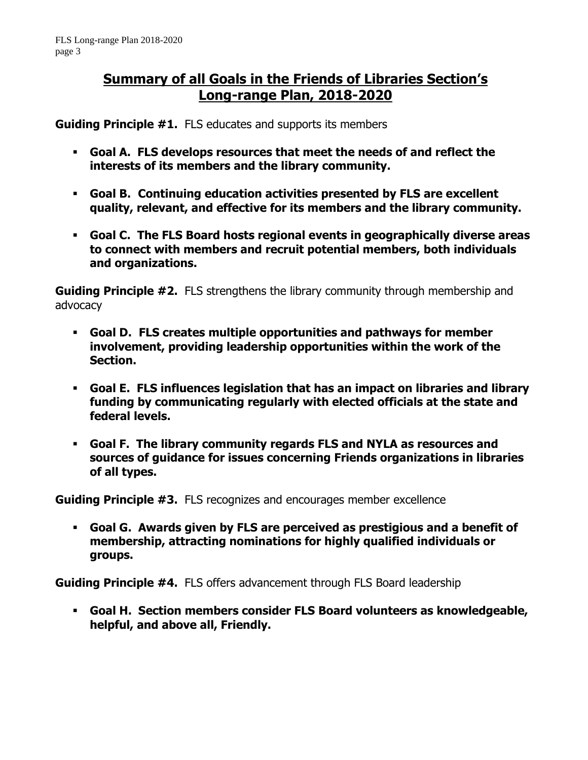# Summary of all Goals in the Friends of Libraries Section's Long-range Plan, 2018-2020

**Guiding Principle #1.** FLS educates and supports its members

- **Goal A. FLS develops resources that meet the needs of and reflect the interests of its members and the library community.**
- **Goal B. Continuing education activities presented by FLS are excellent quality, relevant, and effective for its members and the library community.**
- **Goal C. The FLS Board hosts regional events in geographically diverse areas to connect with members and recruit potential members, both individuals and organizations.**

**Guiding Principle #2.** FLS strengthens the library community through membership and advocacy

- **Goal D. FLS creates multiple opportunities and pathways for member involvement, providing leadership opportunities within the work of the Section.**
- **Goal E. FLS influences legislation that has an impact on libraries and library funding by communicating regularly with elected officials at the state and federal levels.**
- **Goal F. The library community regards FLS and NYLA as resources and sources of guidance for issues concerning Friends organizations in libraries of all types.**

**Guiding Principle #3.** FLS recognizes and encourages member excellence

- **Goal G. Awards given by FLS are perceived as prestigious and a benefit of membership, attracting nominations for highly qualified individuals or groups.**

**Guiding Principle #4.** FLS offers advancement through FLS Board leadership

- **Goal H. Section members consider FLS Board volunteers as knowledgeable, helpful, and above all, Friendly.**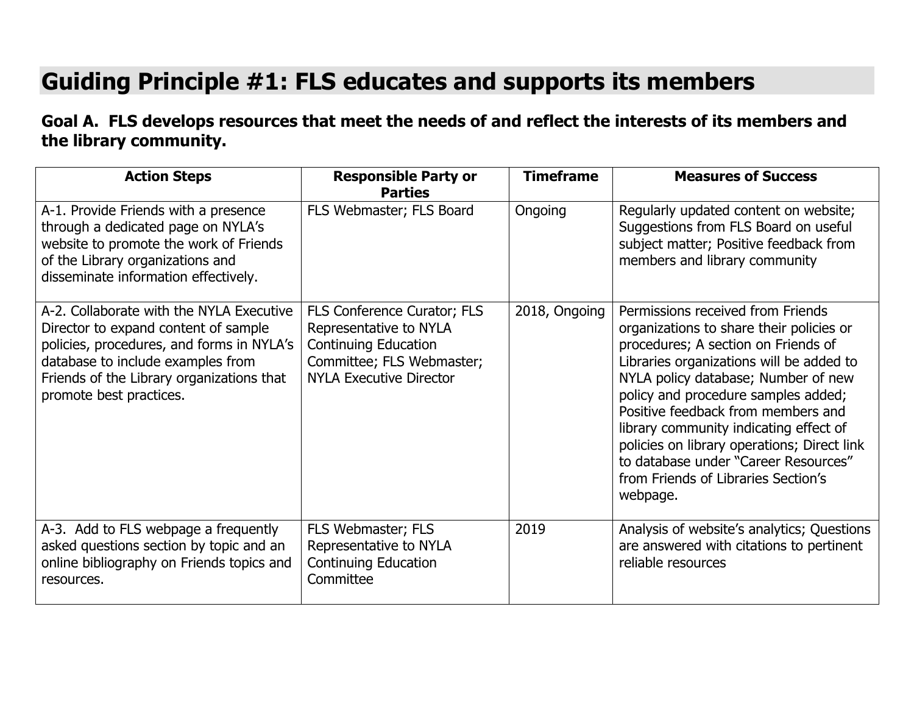# Guiding Principle #1: FLS educates and supports its members

### Goal A. FLS develops resources that meet the needs of and reflect the interests of its members and the library community.

| Action Steps | Responsible Party or Parties | Timeframe | Measures of Success |
|---|---|---|---|
| A-1. Provide Friends with a presence through a dedicated page on NYLA's website to promote the work of Friends of the Library organizations and disseminate information effectively. | FLS Webmaster; FLS Board | Ongoing | Regularly updated content on website; Suggestions from FLS Board on useful subject matter; Positive feedback from members and library community |
| A-2. Collaborate with the NYLA Executive Director to expand content of sample policies, procedures, and forms in NYLA's database to include examples from Friends of the Library organizations that promote best practices. | FLS Conference Curator; FLS Representative to NYLA Continuing Education Committee; FLS Webmaster; NYLA Executive Director | 2018, Ongoing | Permissions received from Friends organizations to share their policies or procedures; A section on Friends of Libraries organizations will be added to NYLA policy database; Number of new policy and procedure samples added; Positive feedback from members and library community indicating effect of policies on library operations; Direct link to database under "Career Resources" from Friends of Libraries Section's webpage. |
| A-3. Add to FLS webpage a frequently asked questions section by topic and an online bibliography on Friends topics and resources. | FLS Webmaster; FLS Representative to NYLA Continuing Education Committee | 2019 | Analysis of website's analytics; Questions are answered with citations to pertinent reliable resources |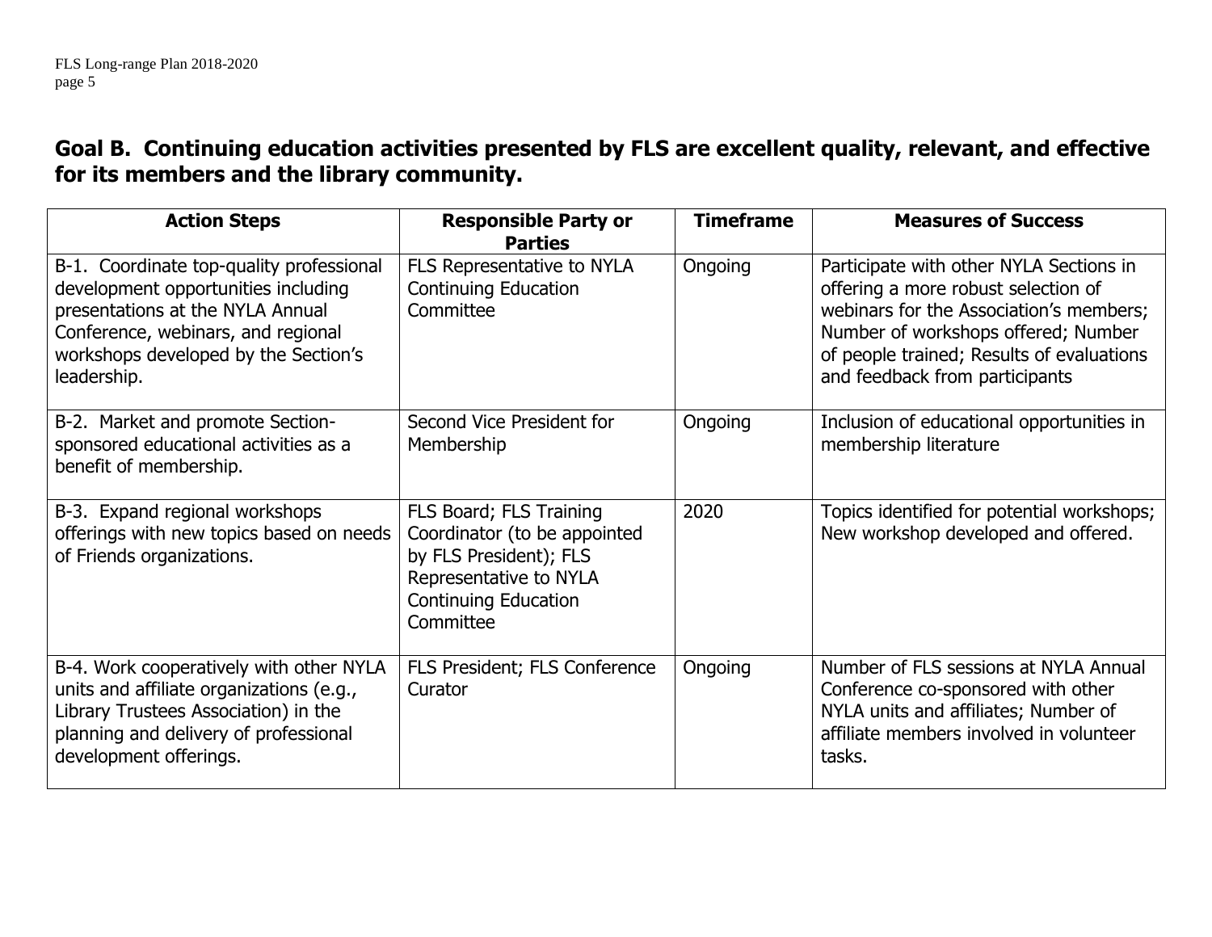## Goal B. Continuing education activities presented by FLS are excellent quality, relevant, and effective for its members and the library community.

| Action Steps | Responsible Party or Parties | Timeframe | Measures of Success |
|---|---|---|---|
| B-1. Coordinate top-quality professional development opportunities including presentations at the NYLA Annual Conference, webinars, and regional workshops developed by the Section's leadership. | FLS Representative to NYLA Continuing Education Committee | Ongoing | Participate with other NYLA Sections in offering a more robust selection of webinars for the Association's members; Number of workshops offered; Number of people trained; Results of evaluations and feedback from participants |
| B-2. Market and promote Section-sponsored educational activities as a benefit of membership. | Second Vice President for Membership | Ongoing | Inclusion of educational opportunities in membership literature |
| B-3. Expand regional workshops offerings with new topics based on needs of Friends organizations. | FLS Board; FLS Training Coordinator (to be appointed by FLS President); FLS Representative to NYLA Continuing Education Committee | 2020 | Topics identified for potential workshops; New workshop developed and offered. |
| B-4. Work cooperatively with other NYLA units and affiliate organizations (e.g., Library Trustees Association) in the planning and delivery of professional development offerings. | FLS President; FLS Conference Curator | Ongoing | Number of FLS sessions at NYLA Annual Conference co-sponsored with other NYLA units and affiliates; Number of affiliate members involved in volunteer tasks. |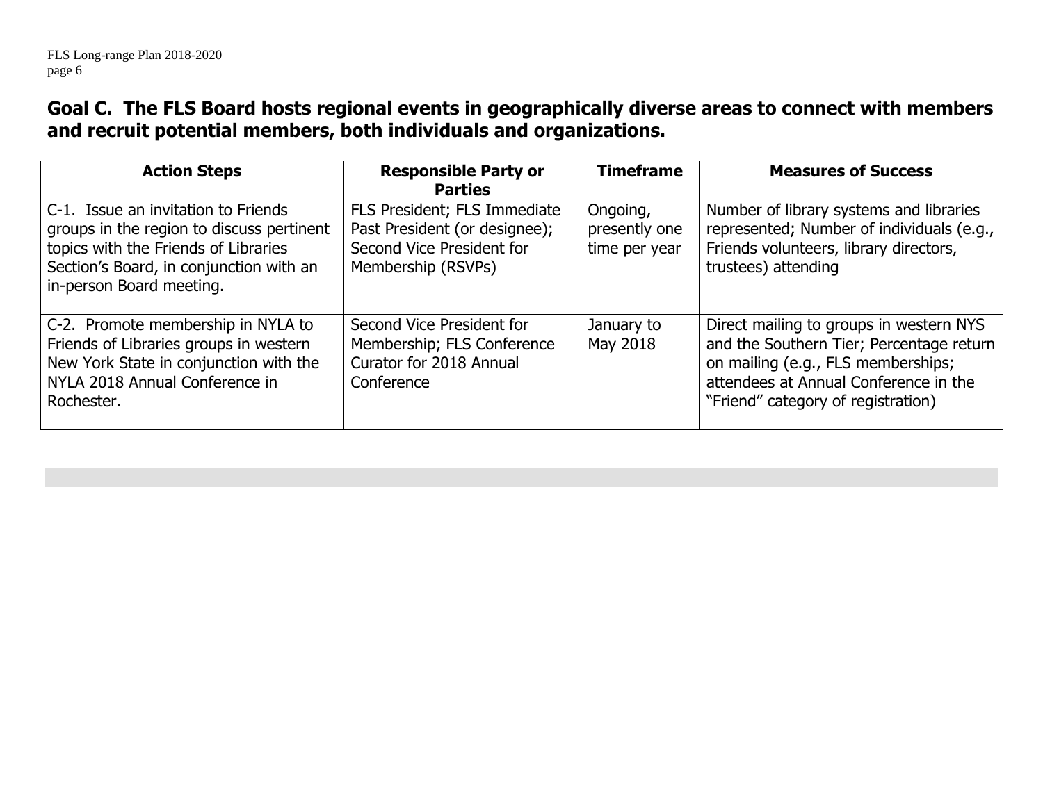## Goal C. The FLS Board hosts regional events in geographically diverse areas to connect with members and recruit potential members, both individuals and organizations.

| Action Steps | Responsible Party or Parties | Timeframe | Measures of Success |
| --- | --- | --- | --- |
| C-1. Issue an invitation to Friends groups in the region to discuss pertinent topics with the Friends of Libraries Section's Board, in conjunction with an in-person Board meeting. | FLS President; FLS Immediate Past President (or designee); Second Vice President for Membership (RSVPs) | Ongoing, presently one time per year | Number of library systems and libraries represented; Number of individuals (e.g., Friends volunteers, library directors, trustees) attending |
| C-2. Promote membership in NYLA to Friends of Libraries groups in western New York State in conjunction with the NYLA 2018 Annual Conference in Rochester. | Second Vice President for Membership; FLS Conference Curator for 2018 Annual Conference | January to May 2018 | Direct mailing to groups in western NYS and the Southern Tier; Percentage return on mailing (e.g., FLS memberships; attendees at Annual Conference in the "Friend" category of registration) |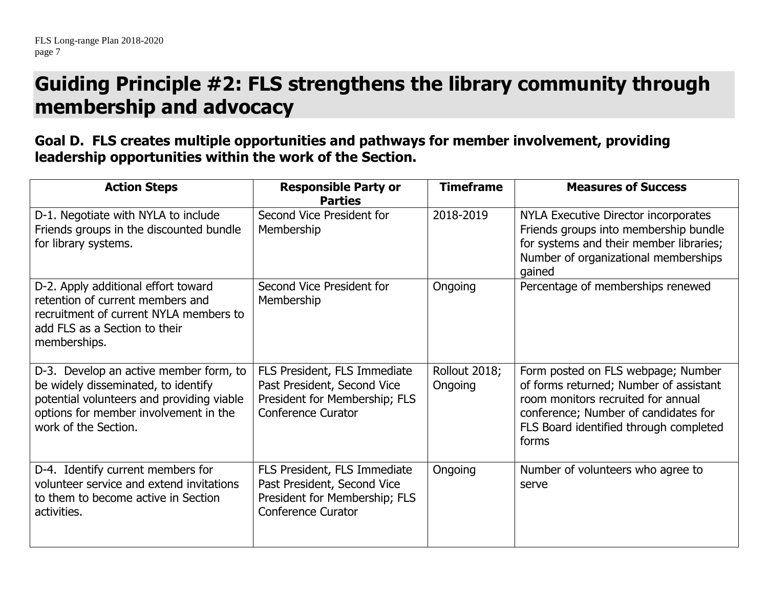# Guiding Principle #2: FLS strengthens the library community through membership and advocacy

## Goal D. FLS creates multiple opportunities and pathways for member involvement, providing leadership opportunities within the work of the Section.

| Action Steps | Responsible Party or Parties | Timeframe | Measures of Success |
|---|---|---|---|
| D-1. Negotiate with NYLA to include Friends groups in the discounted bundle for library systems. | Second Vice President for Membership | 2018-2019 | NYLA Executive Director incorporates Friends groups into membership bundle for systems and their member libraries; Number of organizational memberships gained |
| D-2. Apply additional effort toward retention of current members and recruitment of current NYLA members to add FLS as a Section to their memberships. | Second Vice President for Membership | Ongoing | Percentage of memberships renewed |
| D-3. Develop an active member form, to be widely disseminated, to identify potential volunteers and providing viable options for member involvement in the work of the Section. | FLS President, FLS Immediate Past President, Second Vice President for Membership; FLS Conference Curator | Rollout 2018; Ongoing | Form posted on FLS webpage; Number of forms returned; Number of assistant room monitors recruited for annual conference; Number of candidates for FLS Board identified through completed forms |
| D-4. Identify current members for volunteer service and extend invitations to them to become active in Section activities. | FLS President, FLS Immediate Past President, Second Vice President for Membership; FLS Conference Curator | Ongoing | Number of volunteers who agree to serve |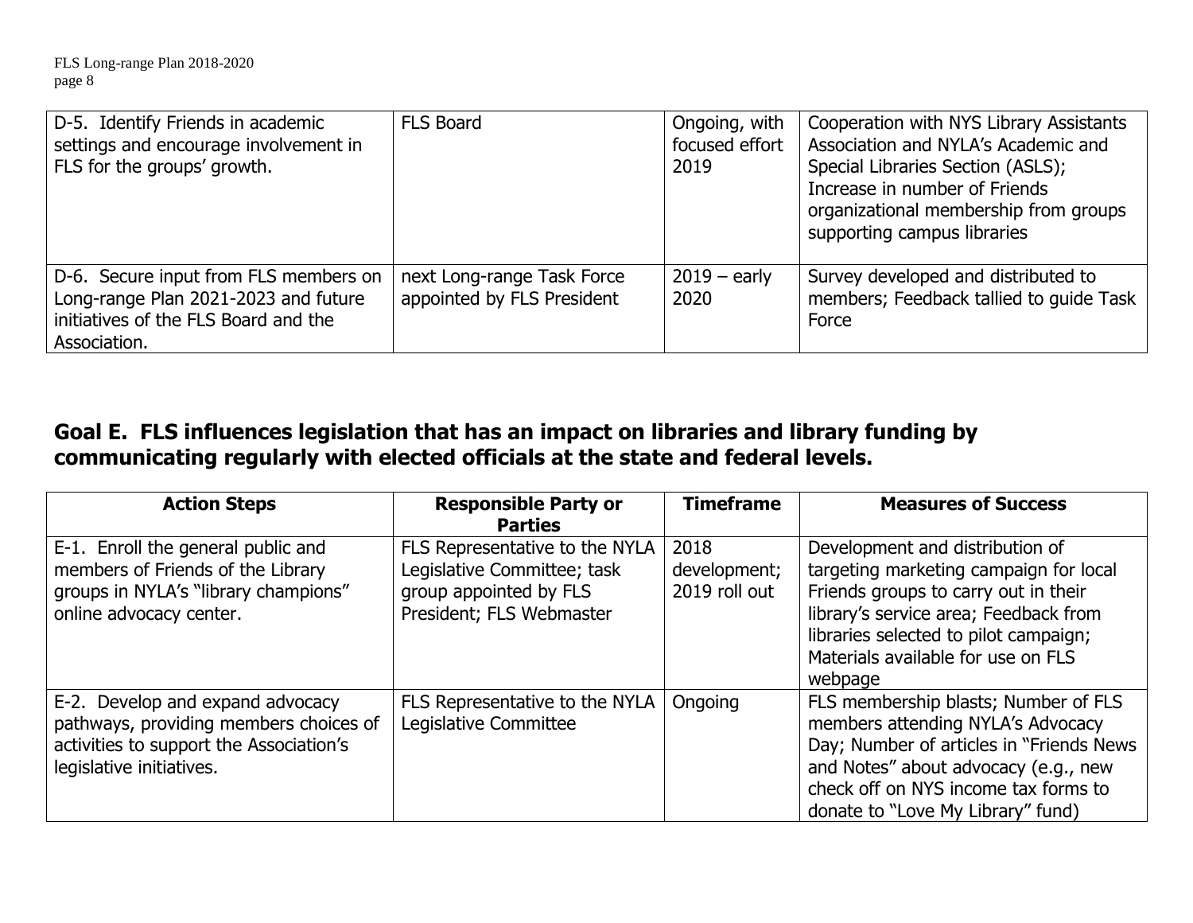| D-5. Identify Friends in academic settings and encourage involvement in FLS for the groups' growth. | FLS Board | Ongoing, with focused effort 2019 | Cooperation with NYS Library Assistants Association and NYLA's Academic and Special Libraries Section (ASLS); Increase in number of Friends organizational membership from groups supporting campus libraries |
|---|---|---|---|
| D-6. Secure input from FLS members on Long-range Plan 2021-2023 and future initiatives of the FLS Board and the Association. | next Long-range Task Force appointed by FLS President | 2019 – early 2020 | Survey developed and distributed to members; Feedback tallied to guide Task Force |

## Goal E. FLS influences legislation that has an impact on libraries and library funding by communicating regularly with elected officials at the state and federal levels.

| Action Steps | Responsible Party or Parties | Timeframe | Measures of Success |
|---|---|---|---|
| E-1. Enroll the general public and members of Friends of the Library groups in NYLA's "library champions" online advocacy center. | FLS Representative to the NYLA Legislative Committee; task group appointed by FLS President; FLS Webmaster | 2018 development; 2019 roll out | Development and distribution of targeting marketing campaign for local Friends groups to carry out in their library's service area; Feedback from libraries selected to pilot campaign; Materials available for use on FLS webpage |
| E-2. Develop and expand advocacy pathways, providing members choices of activities to support the Association's legislative initiatives. | FLS Representative to the NYLA Legislative Committee | Ongoing | FLS membership blasts; Number of FLS members attending NYLA's Advocacy Day; Number of articles in "Friends News and Notes" about advocacy (e.g., new check off on NYS income tax forms to donate to "Love My Library" fund) |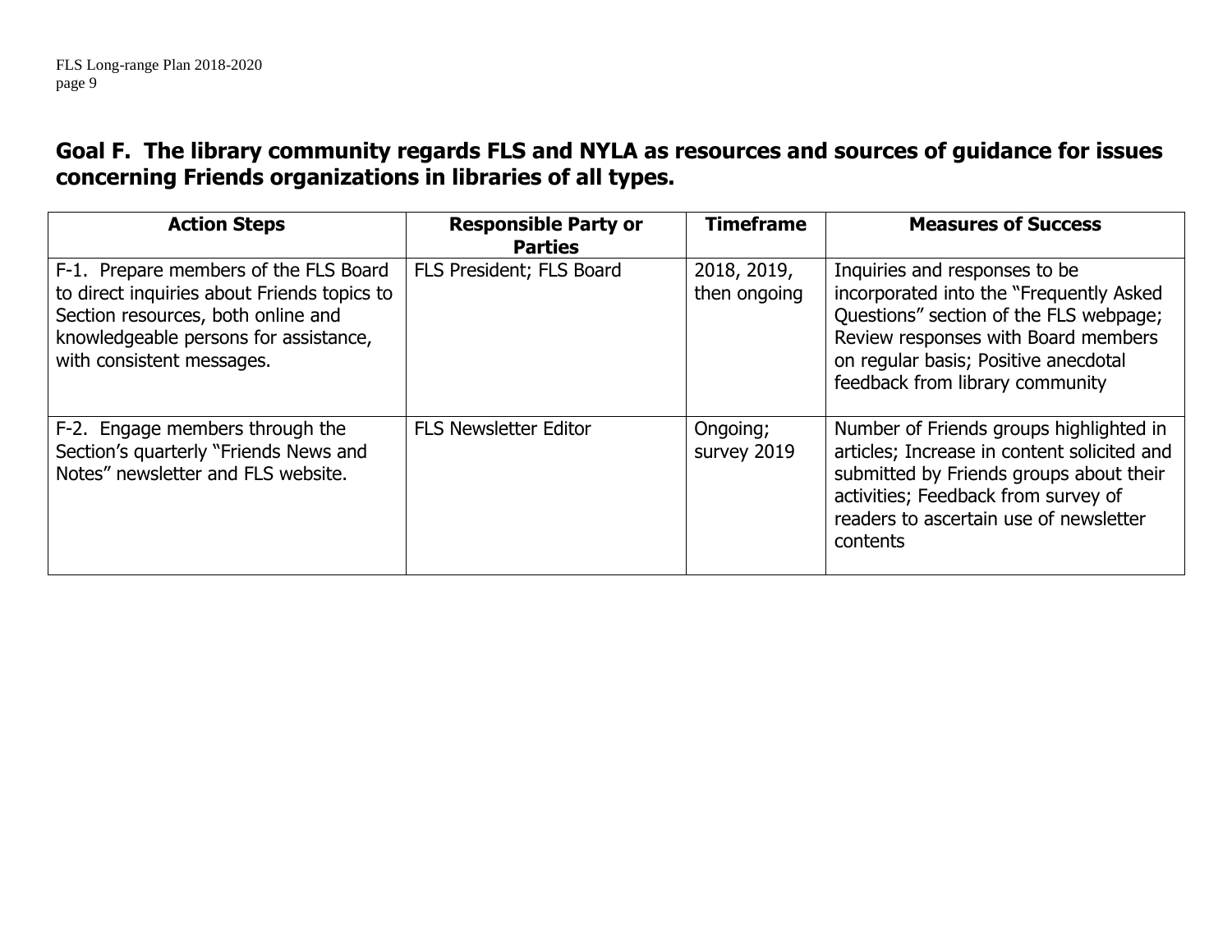## Goal F. The library community regards FLS and NYLA as resources and sources of guidance for issues concerning Friends organizations in libraries of all types.

| Action Steps | Responsible Party or Parties | Timeframe | Measures of Success |
|---|---|---|---|
| F-1. Prepare members of the FLS Board to direct inquiries about Friends topics to Section resources, both online and knowledgeable persons for assistance, with consistent messages. | FLS President; FLS Board | 2018, 2019, then ongoing | Inquiries and responses to be incorporated into the "Frequently Asked Questions" section of the FLS webpage; Review responses with Board members on regular basis; Positive anecdotal feedback from library community |
| F-2. Engage members through the Section's quarterly "Friends News and Notes" newsletter and FLS website. | FLS Newsletter Editor | Ongoing; survey 2019 | Number of Friends groups highlighted in articles; Increase in content solicited and submitted by Friends groups about their activities; Feedback from survey of readers to ascertain use of newsletter contents |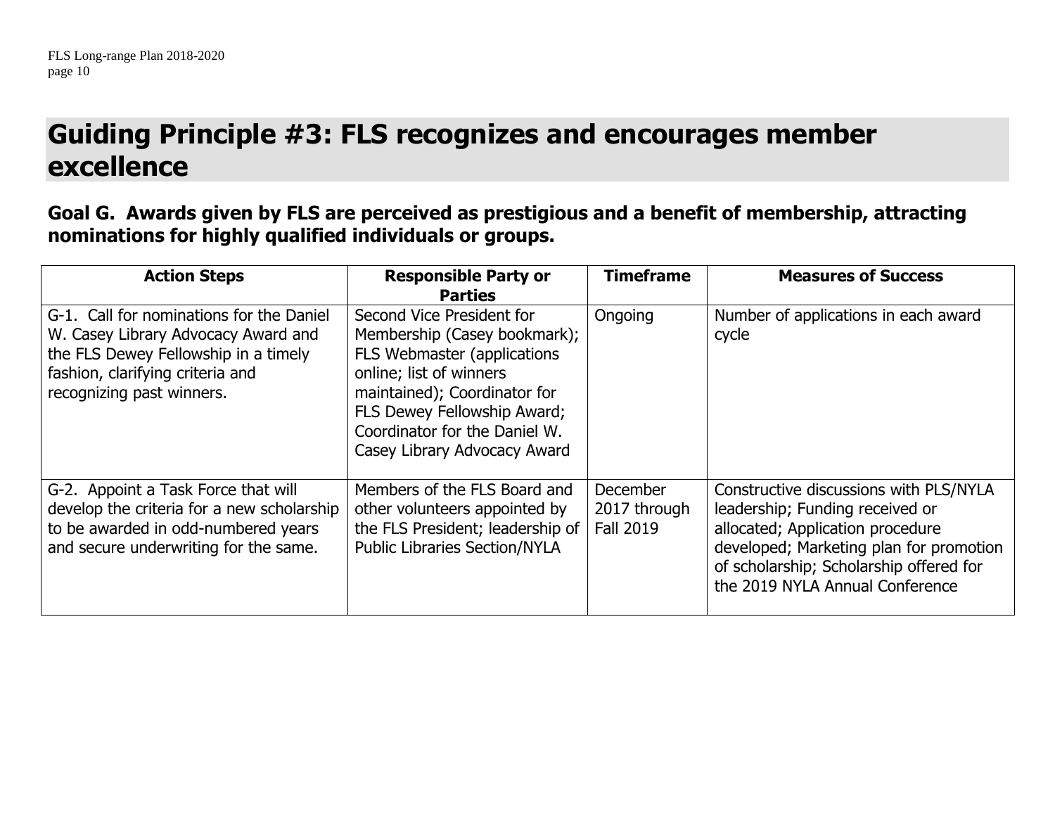# Guiding Principle #3: FLS recognizes and encourages member excellence

## Goal G. Awards given by FLS are perceived as prestigious and a benefit of membership, attracting nominations for highly qualified individuals or groups.

| Action Steps | Responsible Party or Parties | Timeframe | Measures of Success |
|---|---|---|---|
| G-1. Call for nominations for the Daniel W. Casey Library Advocacy Award and the FLS Dewey Fellowship in a timely fashion, clarifying criteria and recognizing past winners. | Second Vice President for Membership (Casey bookmark); FLS Webmaster (applications online; list of winners maintained); Coordinator for FLS Dewey Fellowship Award; Coordinator for the Daniel W. Casey Library Advocacy Award | Ongoing | Number of applications in each award cycle |
| G-2. Appoint a Task Force that will develop the criteria for a new scholarship to be awarded in odd-numbered years and secure underwriting for the same. | Members of the FLS Board and other volunteers appointed by the FLS President; leadership of Public Libraries Section/NYLA | December 2017 through Fall 2019 | Constructive discussions with PLS/NYLA leadership; Funding received or allocated; Application procedure developed; Marketing plan for promotion of scholarship; Scholarship offered for the 2019 NYLA Annual Conference |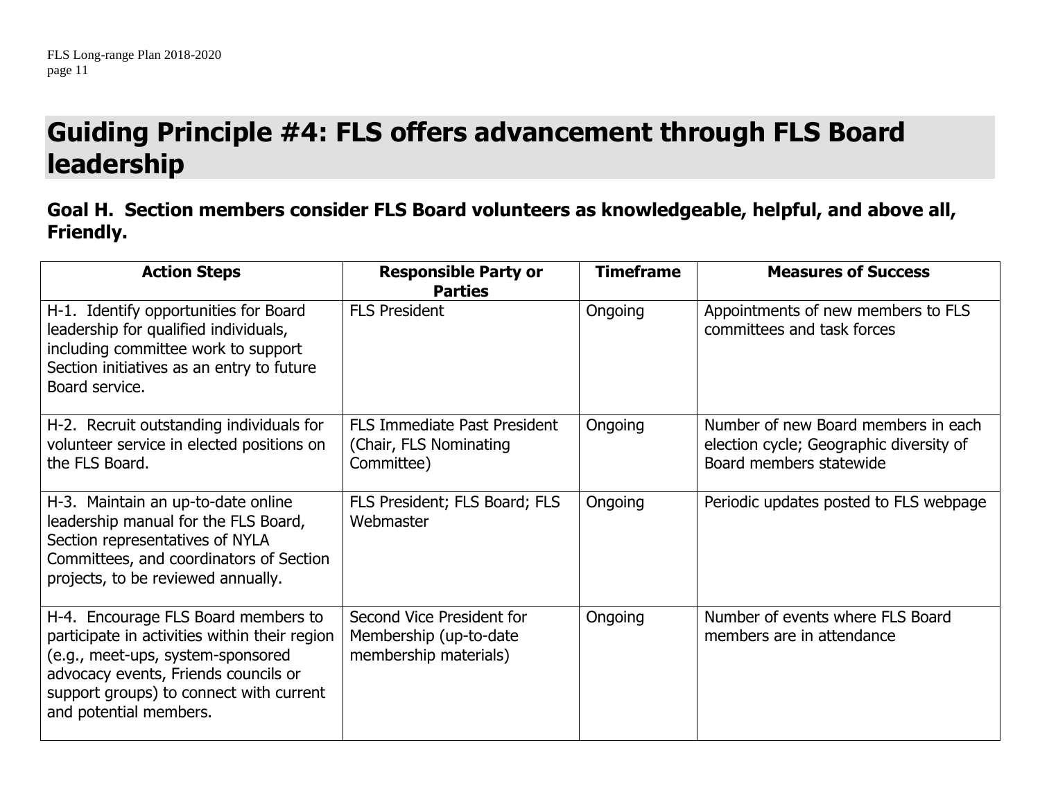# Guiding Principle #4: FLS offers advancement through FLS Board leadership

## Goal H. Section members consider FLS Board volunteers as knowledgeable, helpful, and above all, Friendly.

| Action Steps | Responsible Party or Parties | Timeframe | Measures of Success |
| --- | --- | --- | --- |
| H-1. Identify opportunities for Board leadership for qualified individuals, including committee work to support Section initiatives as an entry to future Board service. | FLS President | Ongoing | Appointments of new members to FLS committees and task forces |
| H-2. Recruit outstanding individuals for volunteer service in elected positions on the FLS Board. | FLS Immediate Past President (Chair, FLS Nominating Committee) | Ongoing | Number of new Board members in each election cycle; Geographic diversity of Board members statewide |
| H-3. Maintain an up-to-date online leadership manual for the FLS Board, Section representatives of NYLA Committees, and coordinators of Section projects, to be reviewed annually. | FLS President; FLS Board; FLS Webmaster | Ongoing | Periodic updates posted to FLS webpage |
| H-4. Encourage FLS Board members to participate in activities within their region (e.g., meet-ups, system-sponsored advocacy events, Friends councils or support groups) to connect with current and potential members. | Second Vice President for Membership (up-to-date membership materials) | Ongoing | Number of events where FLS Board members are in attendance |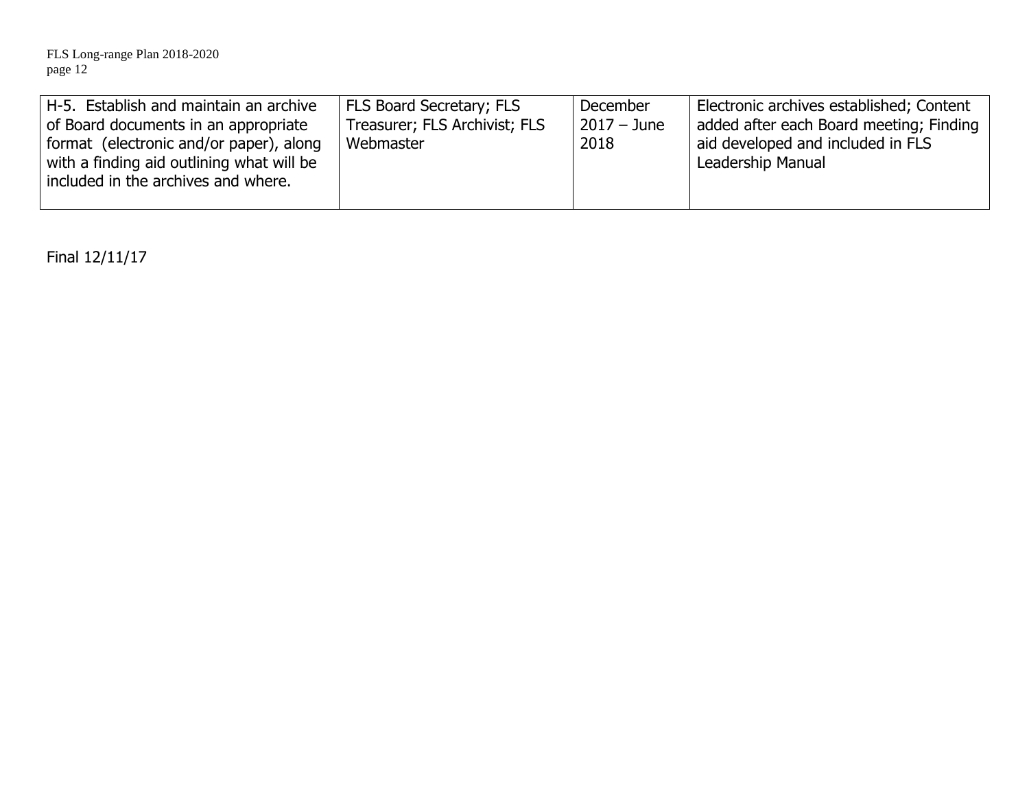| H-5. Establish and maintain an archive of Board documents in an appropriate format (electronic and/or paper), along with a finding aid outlining what will be included in the archives and where. | FLS Board Secretary; FLS Treasurer; FLS Archivist; FLS Webmaster | December 2017 – June 2018 | Electronic archives established; Content added after each Board meeting; Finding aid developed and included in FLS Leadership Manual |
|---|---|---|---|

Final 12/11/17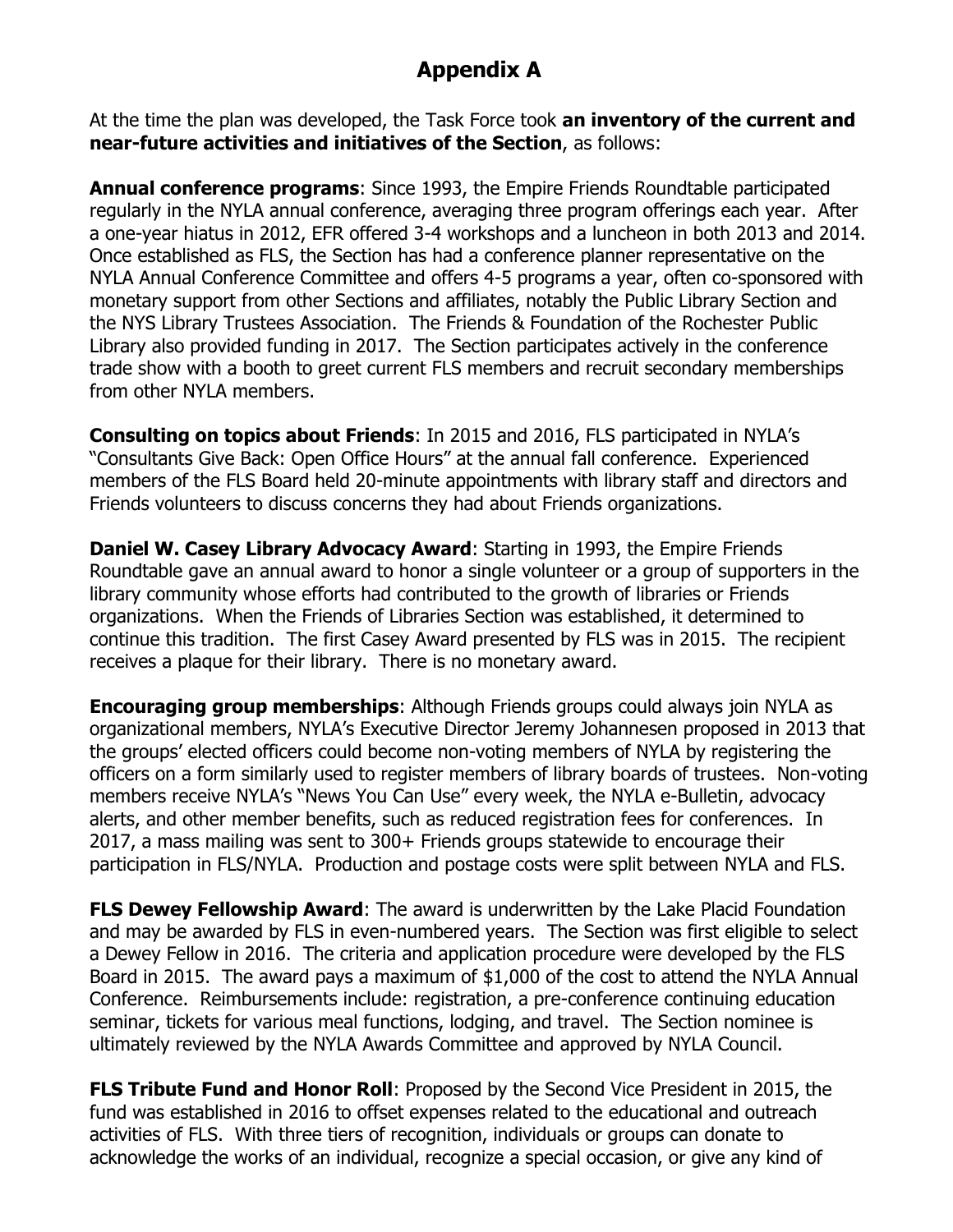# Appendix A

At the time the plan was developed, the Task Force took **an inventory of the current and near-future activities and initiatives of the Section**, as follows:

**Annual conference programs**: Since 1993, the Empire Friends Roundtable participated regularly in the NYLA annual conference, averaging three program offerings each year. After a one-year hiatus in 2012, EFR offered 3-4 workshops and a luncheon in both 2013 and 2014. Once established as FLS, the Section has had a conference planner representative on the NYLA Annual Conference Committee and offers 4-5 programs a year, often co-sponsored with monetary support from other Sections and affiliates, notably the Public Library Section and the NYS Library Trustees Association. The Friends & Foundation of the Rochester Public Library also provided funding in 2017. The Section participates actively in the conference trade show with a booth to greet current FLS members and recruit secondary memberships from other NYLA members.

**Consulting on topics about Friends**: In 2015 and 2016, FLS participated in NYLA's "Consultants Give Back: Open Office Hours" at the annual fall conference. Experienced members of the FLS Board held 20-minute appointments with library staff and directors and Friends volunteers to discuss concerns they had about Friends organizations.

**Daniel W. Casey Library Advocacy Award**: Starting in 1993, the Empire Friends Roundtable gave an annual award to honor a single volunteer or a group of supporters in the library community whose efforts had contributed to the growth of libraries or Friends organizations. When the Friends of Libraries Section was established, it determined to continue this tradition. The first Casey Award presented by FLS was in 2015. The recipient receives a plaque for their library. There is no monetary award.

**Encouraging group memberships**: Although Friends groups could always join NYLA as organizational members, NYLA's Executive Director Jeremy Johannesen proposed in 2013 that the groups' elected officers could become non-voting members of NYLA by registering the officers on a form similarly used to register members of library boards of trustees. Non-voting members receive NYLA's "News You Can Use" every week, the NYLA e-Bulletin, advocacy alerts, and other member benefits, such as reduced registration fees for conferences. In 2017, a mass mailing was sent to 300+ Friends groups statewide to encourage their participation in FLS/NYLA. Production and postage costs were split between NYLA and FLS.

**FLS Dewey Fellowship Award**: The award is underwritten by the Lake Placid Foundation and may be awarded by FLS in even-numbered years. The Section was first eligible to select a Dewey Fellow in 2016. The criteria and application procedure were developed by the FLS Board in 2015. The award pays a maximum of $1,000 of the cost to attend the NYLA Annual Conference. Reimbursements include: registration, a pre-conference continuing education seminar, tickets for various meal functions, lodging, and travel. The Section nominee is ultimately reviewed by the NYLA Awards Committee and approved by NYLA Council.

**FLS Tribute Fund and Honor Roll**: Proposed by the Second Vice President in 2015, the fund was established in 2016 to offset expenses related to the educational and outreach activities of FLS. With three tiers of recognition, individuals or groups can donate to acknowledge the works of an individual, recognize a special occasion, or give any kind of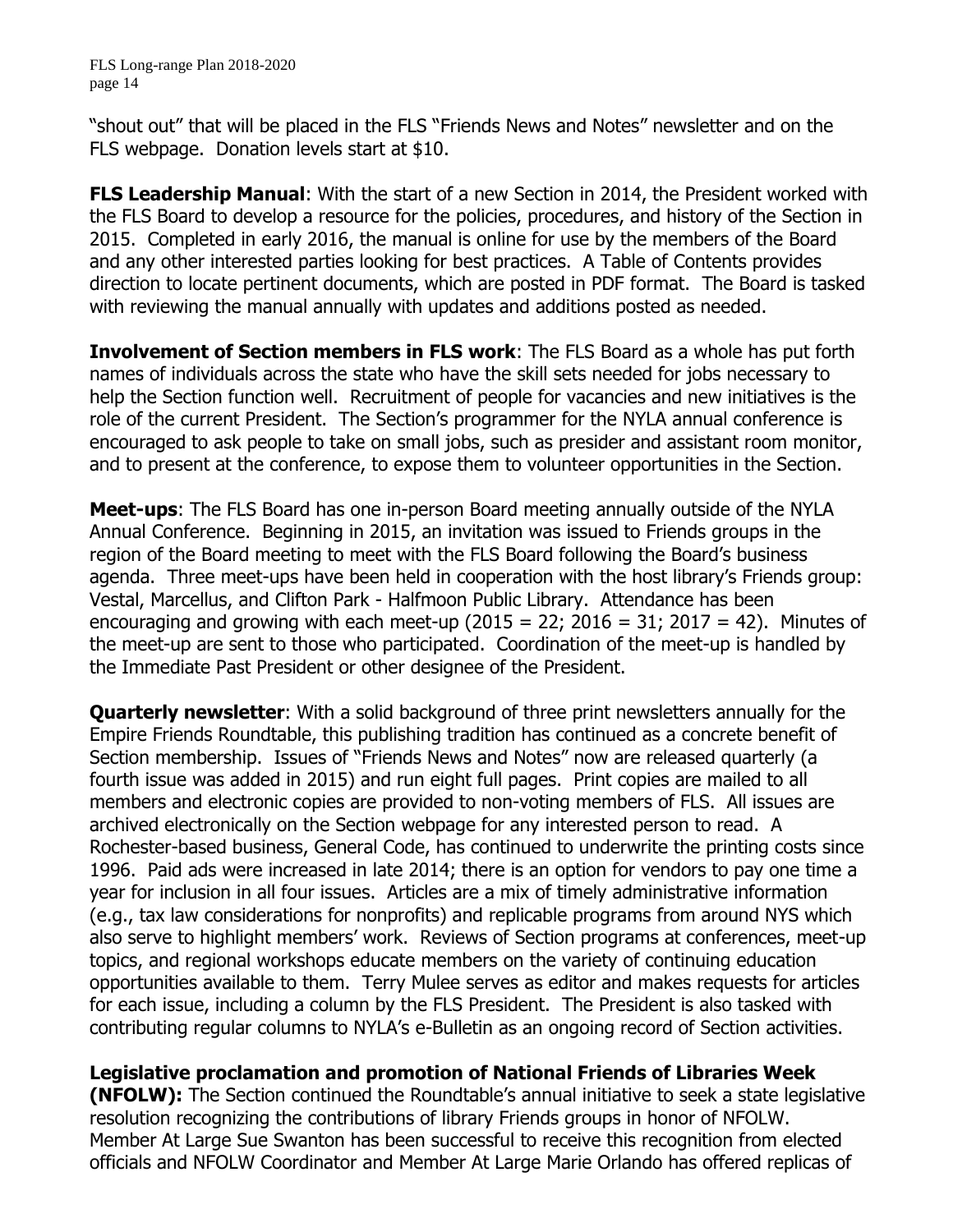"shout out" that will be placed in the FLS "Friends News and Notes" newsletter and on the FLS webpage. Donation levels start at $10.

**FLS Leadership Manual**: With the start of a new Section in 2014, the President worked with the FLS Board to develop a resource for the policies, procedures, and history of the Section in 2015. Completed in early 2016, the manual is online for use by the members of the Board and any other interested parties looking for best practices. A Table of Contents provides direction to locate pertinent documents, which are posted in PDF format. The Board is tasked with reviewing the manual annually with updates and additions posted as needed.

**Involvement of Section members in FLS work**: The FLS Board as a whole has put forth names of individuals across the state who have the skill sets needed for jobs necessary to help the Section function well. Recruitment of people for vacancies and new initiatives is the role of the current President. The Section's programmer for the NYLA annual conference is encouraged to ask people to take on small jobs, such as presider and assistant room monitor, and to present at the conference, to expose them to volunteer opportunities in the Section.

**Meet-ups**: The FLS Board has one in-person Board meeting annually outside of the NYLA Annual Conference. Beginning in 2015, an invitation was issued to Friends groups in the region of the Board meeting to meet with the FLS Board following the Board's business agenda. Three meet-ups have been held in cooperation with the host library's Friends group: Vestal, Marcellus, and Clifton Park - Halfmoon Public Library. Attendance has been encouraging and growing with each meet-up (2015 = 22; 2016 = 31; 2017 = 42). Minutes of the meet-up are sent to those who participated. Coordination of the meet-up is handled by the Immediate Past President or other designee of the President.

**Quarterly newsletter**: With a solid background of three print newsletters annually for the Empire Friends Roundtable, this publishing tradition has continued as a concrete benefit of Section membership. Issues of "Friends News and Notes" now are released quarterly (a fourth issue was added in 2015) and run eight full pages. Print copies are mailed to all members and electronic copies are provided to non-voting members of FLS. All issues are archived electronically on the Section webpage for any interested person to read. A Rochester-based business, General Code, has continued to underwrite the printing costs since 1996. Paid ads were increased in late 2014; there is an option for vendors to pay one time a year for inclusion in all four issues. Articles are a mix of timely administrative information (e.g., tax law considerations for nonprofits) and replicable programs from around NYS which also serve to highlight members' work. Reviews of Section programs at conferences, meet-up topics, and regional workshops educate members on the variety of continuing education opportunities available to them. Terry Mulee serves as editor and makes requests for articles for each issue, including a column by the FLS President. The President is also tasked with contributing regular columns to NYLA's e-Bulletin as an ongoing record of Section activities.

**Legislative proclamation and promotion of National Friends of Libraries Week (NFOLW):** The Section continued the Roundtable's annual initiative to seek a state legislative resolution recognizing the contributions of library Friends groups in honor of NFOLW. Member At Large Sue Swanton has been successful to receive this recognition from elected officials and NFOLW Coordinator and Member At Large Marie Orlando has offered replicas of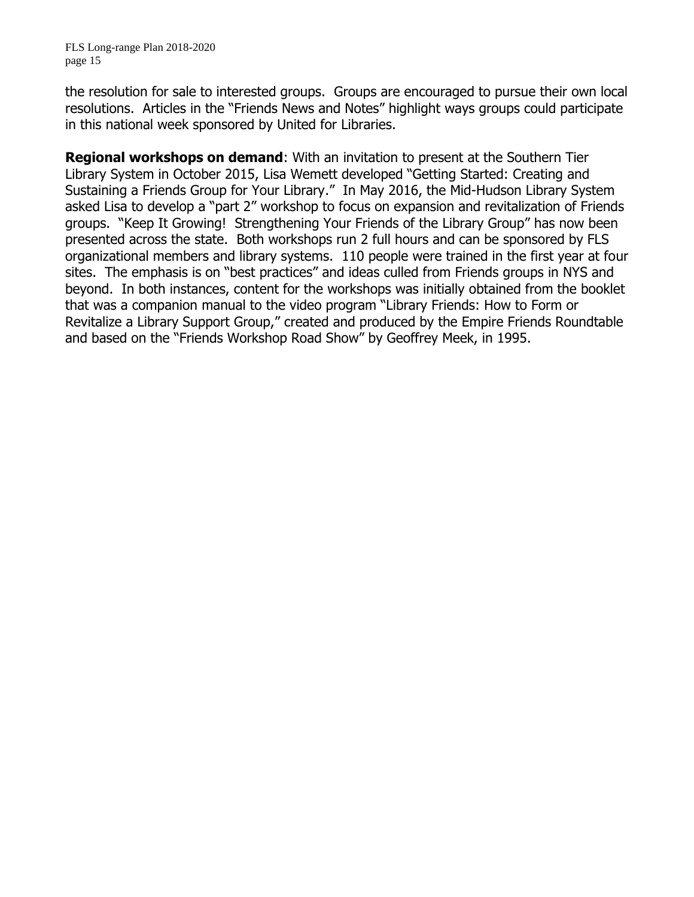the resolution for sale to interested groups. Groups are encouraged to pursue their own local resolutions. Articles in the "Friends News and Notes" highlight ways groups could participate in this national week sponsored by United for Libraries.

**Regional workshops on demand**: With an invitation to present at the Southern Tier Library System in October 2015, Lisa Wemett developed "Getting Started: Creating and Sustaining a Friends Group for Your Library." In May 2016, the Mid-Hudson Library System asked Lisa to develop a "part 2" workshop to focus on expansion and revitalization of Friends groups. "Keep It Growing! Strengthening Your Friends of the Library Group" has now been presented across the state. Both workshops run 2 full hours and can be sponsored by FLS organizational members and library systems. 110 people were trained in the first year at four sites. The emphasis is on "best practices" and ideas culled from Friends groups in NYS and beyond. In both instances, content for the workshops was initially obtained from the booklet that was a companion manual to the video program "Library Friends: How to Form or Revitalize a Library Support Group," created and produced by the Empire Friends Roundtable and based on the "Friends Workshop Road Show" by Geoffrey Meek, in 1995.